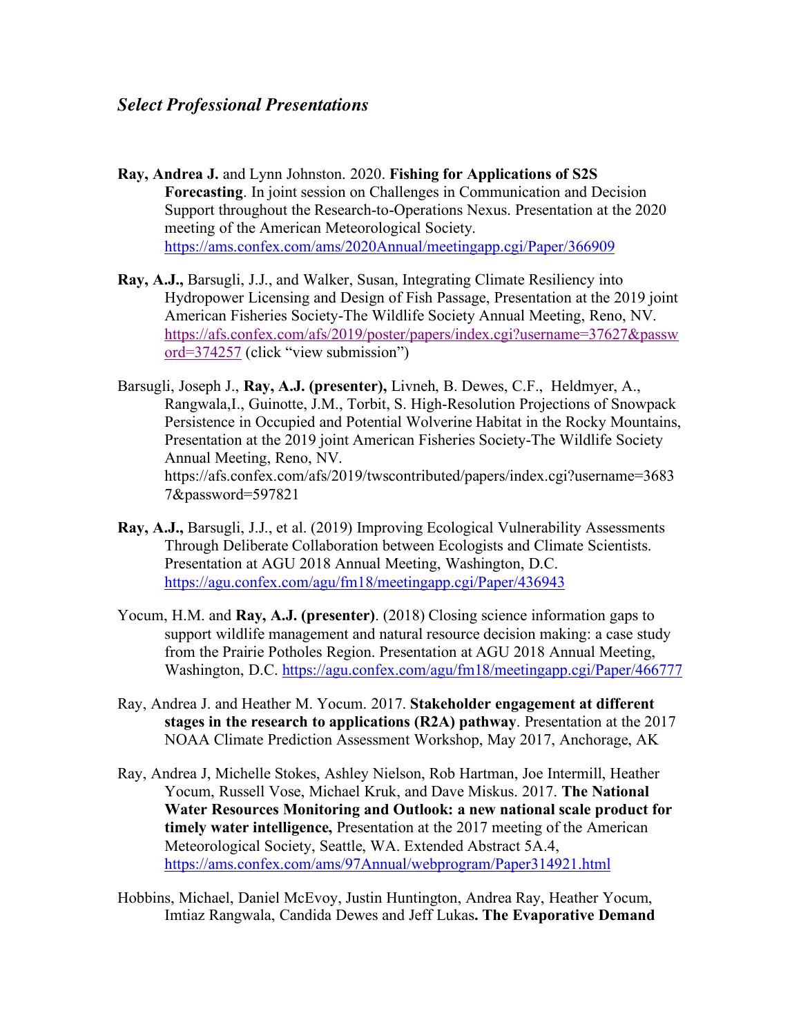## *Select Professional Presentations*

**Ray, Andrea J.** and Lynn Johnston. 2020. **Fishing for Applications of S2S Forecasting**. In joint session on Challenges in Communication and Decision Support throughout the Research-to-Operations Nexus. Presentation at the 2020 meeting of the American Meteorological Society. https://ams.confex.com/ams/2020Annual/meetingapp.cgi/Paper/366909

**Ray, A.J.,** Barsugli, J.J., and Walker, Susan, Integrating Climate Resiliency into Hydropower Licensing and Design of Fish Passage, Presentation at the 2019 joint American Fisheries Society-The Wildlife Society Annual Meeting, Reno, NV. https://afs.confex.com/afs/2019/poster/papers/index.cgi?username=37627&password=374257 (click "view submission")

Barsugli, Joseph J., **Ray, A.J. (presenter),** Livneh, B. Dewes, C.F., Heldmyer, A., Rangwala,I., Guinotte, J.M., Torbit, S. High-Resolution Projections of Snowpack Persistence in Occupied and Potential Wolverine Habitat in the Rocky Mountains, Presentation at the 2019 joint American Fisheries Society-The Wildlife Society Annual Meeting, Reno, NV. https://afs.confex.com/afs/2019/twscontributed/papers/index.cgi?username=36837&password=597821

**Ray, A.J.,** Barsugli, J.J., et al. (2019) Improving Ecological Vulnerability Assessments Through Deliberate Collaboration between Ecologists and Climate Scientists. Presentation at AGU 2018 Annual Meeting, Washington, D.C. https://agu.confex.com/agu/fm18/meetingapp.cgi/Paper/436943

Yocum, H.M. and **Ray, A.J. (presenter)**. (2018) Closing science information gaps to support wildlife management and natural resource decision making: a case study from the Prairie Potholes Region. Presentation at AGU 2018 Annual Meeting, Washington, D.C. https://agu.confex.com/agu/fm18/meetingapp.cgi/Paper/466777

Ray, Andrea J. and Heather M. Yocum. 2017. **Stakeholder engagement at different stages in the research to applications (R2A) pathway**. Presentation at the 2017 NOAA Climate Prediction Assessment Workshop, May 2017, Anchorage, AK

Ray, Andrea J, Michelle Stokes, Ashley Nielson, Rob Hartman, Joe Intermill, Heather Yocum, Russell Vose, Michael Kruk, and Dave Miskus. 2017. **The National Water Resources Monitoring and Outlook: a new national scale product for timely water intelligence,** Presentation at the 2017 meeting of the American Meteorological Society, Seattle, WA. Extended Abstract 5A.4, https://ams.confex.com/ams/97Annual/webprogram/Paper314921.html

Hobbins, Michael, Daniel McEvoy, Justin Huntington, Andrea Ray, Heather Yocum, Imtiaz Rangwala, Candida Dewes and Jeff Lukas**. The Evaporative Demand**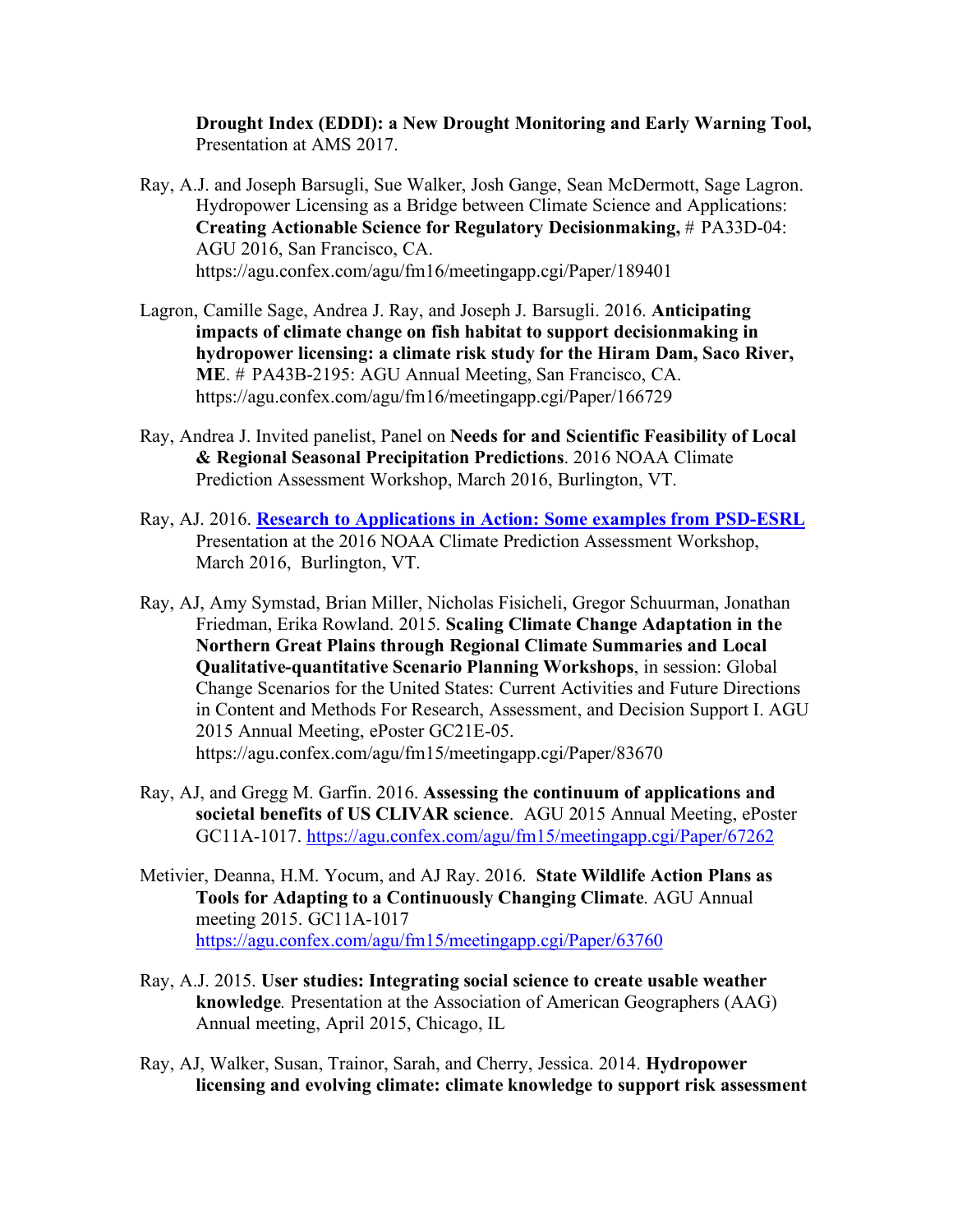**Drought Index (EDDI): a New Drought Monitoring and Early Warning Tool,** Presentation at AMS 2017.

Ray, A.J. and Joseph Barsugli, Sue Walker, Josh Gange, Sean McDermott, Sage Lagron. Hydropower Licensing as a Bridge between Climate Science and Applications: **Creating Actionable Science for Regulatory Decisionmaking,** # PA33D-04: AGU 2016, San Francisco, CA. https://agu.confex.com/agu/fm16/meetingapp.cgi/Paper/189401

Lagron, Camille Sage, Andrea J. Ray, and Joseph J. Barsugli. 2016. **Anticipating impacts of climate change on fish habitat to support decisionmaking in hydropower licensing: a climate risk study for the Hiram Dam, Saco River, ME**. # PA43B-2195: AGU Annual Meeting, San Francisco, CA. https://agu.confex.com/agu/fm16/meetingapp.cgi/Paper/166729

Ray, Andrea J. Invited panelist, Panel on **Needs for and Scientific Feasibility of Local & Regional Seasonal Precipitation Predictions**. 2016 NOAA Climate Prediction Assessment Workshop, March 2016, Burlington, VT.

Ray, AJ. 2016. **Research to Applications in Action: Some examples from PSD-ESRL** Presentation at the 2016 NOAA Climate Prediction Assessment Workshop, March 2016, Burlington, VT.

Ray, AJ, Amy Symstad, Brian Miller, Nicholas Fisicheli, Gregor Schuurman, Jonathan Friedman, Erika Rowland. 2015. **Scaling Climate Change Adaptation in the Northern Great Plains through Regional Climate Summaries and Local Qualitative-quantitative Scenario Planning Workshops**, in session: Global Change Scenarios for the United States: Current Activities and Future Directions in Content and Methods For Research, Assessment, and Decision Support I. AGU 2015 Annual Meeting, ePoster GC21E-05. https://agu.confex.com/agu/fm15/meetingapp.cgi/Paper/83670

Ray, AJ, and Gregg M. Garfin. 2016. **Assessing the continuum of applications and societal benefits of US CLIVAR science**. AGU 2015 Annual Meeting, ePoster GC11A-1017. https://agu.confex.com/agu/fm15/meetingapp.cgi/Paper/67262

Metivier, Deanna, H.M. Yocum, and AJ Ray. 2016. **State Wildlife Action Plans as Tools for Adapting to a Continuously Changing Climate**. AGU Annual meeting 2015. GC11A-1017 https://agu.confex.com/agu/fm15/meetingapp.cgi/Paper/63760

Ray, A.J. 2015. **User studies: Integrating social science to create usable weather knowledge***.* Presentation at the Association of American Geographers (AAG) Annual meeting, April 2015, Chicago, IL

Ray, AJ, Walker, Susan, Trainor, Sarah, and Cherry, Jessica. 2014. **Hydropower licensing and evolving climate: climate knowledge to support risk assessment**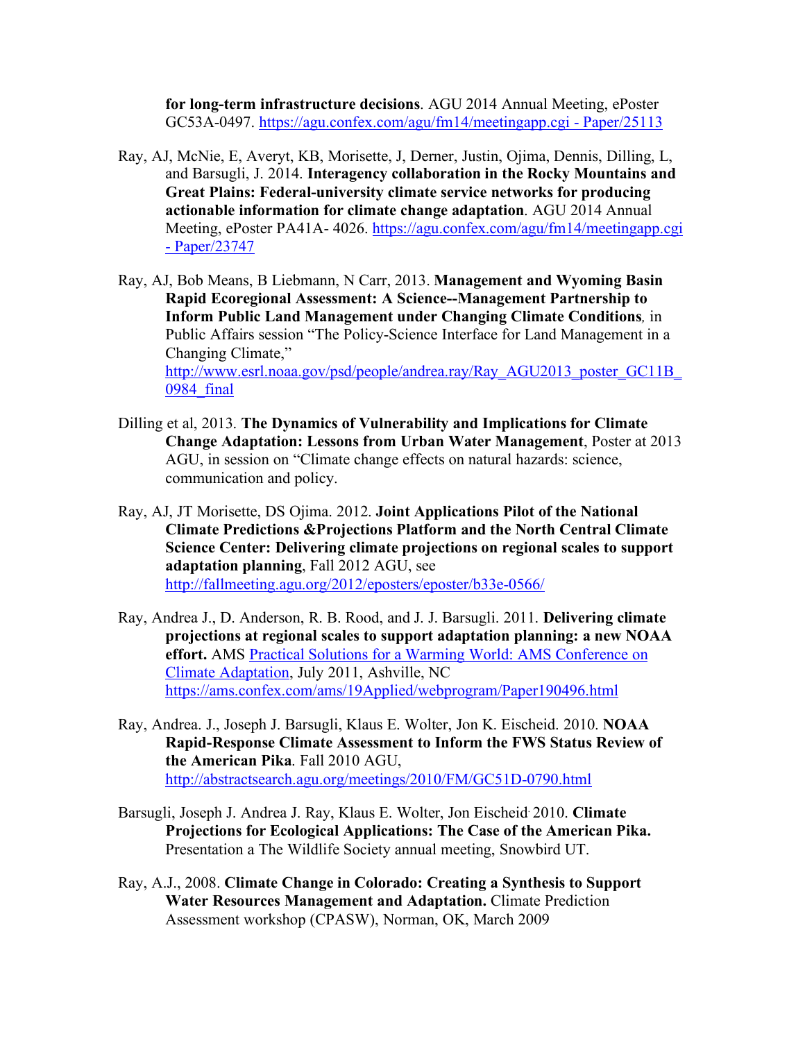**for long-term infrastructure decisions**. AGU 2014 Annual Meeting, ePoster GC53A-0497. [https://agu.confex.com/agu/fm14/meetingapp.cgi - Paper/25113](https://agu.confex.com/agu/fm14/meetingapp.cgi#Paper/25113)

Ray, AJ, McNie, E, Averyt, KB, Morisette, J, Derner, Justin, Ojima, Dennis, Dilling, L, and Barsugli, J. 2014. **Interagency collaboration in the Rocky Mountains and Great Plains: Federal-university climate service networks for producing actionable information for climate change adaptation**. AGU 2014 Annual Meeting, ePoster PA41A- 4026. [https://agu.confex.com/agu/fm14/meetingapp.cgi - Paper/23747](https://agu.confex.com/agu/fm14/meetingapp.cgi#Paper/23747)

Ray, AJ, Bob Means, B Liebmann, N Carr, 2013. **Management and Wyoming Basin Rapid Ecoregional Assessment: A Science--Management Partnership to Inform Public Land Management under Changing Climate Conditions***,* in Public Affairs session "The Policy-Science Interface for Land Management in a Changing Climate," [http://www.esrl.noaa.gov/psd/people/andrea.ray/Ray_AGU2013_poster_GC11B_0984_final](http://www.esrl.noaa.gov/psd/people/andrea.ray/Ray_AGU2013_poster_GC11B_0984_final)

Dilling et al, 2013. **The Dynamics of Vulnerability and Implications for Climate Change Adaptation: Lessons from Urban Water Management**, Poster at 2013 AGU, in session on "Climate change effects on natural hazards: science, communication and policy.

Ray, AJ, JT Morisette, DS Ojima. 2012. **Joint Applications Pilot of the National Climate Predictions &Projections Platform and the North Central Climate Science Center: Delivering climate projections on regional scales to support adaptation planning**, Fall 2012 AGU, see [http://fallmeeting.agu.org/2012/eposters/eposter/b33e-0566/](http://fallmeeting.agu.org/2012/eposters/eposter/b33e-0566/)

Ray, Andrea J., D. Anderson, R. B. Rood, and J. J. Barsugli. 2011. **Delivering climate projections at regional scales to support adaptation planning: a new NOAA effort.** AMS Practical Solutions for a Warming World: AMS Conference on Climate Adaptation, July 2011, Ashville, NC [https://ams.confex.com/ams/19Applied/webprogram/Paper190496.html](https://ams.confex.com/ams/19Applied/webprogram/Paper190496.html)

Ray, Andrea. J., Joseph J. Barsugli, Klaus E. Wolter, Jon K. Eischeid. 2010. **NOAA Rapid-Response Climate Assessment to Inform the FWS Status Review of the American Pika**. Fall 2010 AGU, [http://abstractsearch.agu.org/meetings/2010/FM/GC51D-0790.html](http://abstractsearch.agu.org/meetings/2010/FM/GC51D-0790.html)

Barsugli, Joseph J. Andrea J. Ray, Klaus E. Wolter, Jon Eischeid. 2010. **Climate Projections for Ecological Applications: The Case of the American Pika.** Presentation a The Wildlife Society annual meeting, Snowbird UT.

Ray, A.J., 2008. **Climate Change in Colorado: Creating a Synthesis to Support Water Resources Management and Adaptation.** Climate Prediction Assessment workshop (CPASW), Norman, OK, March 2009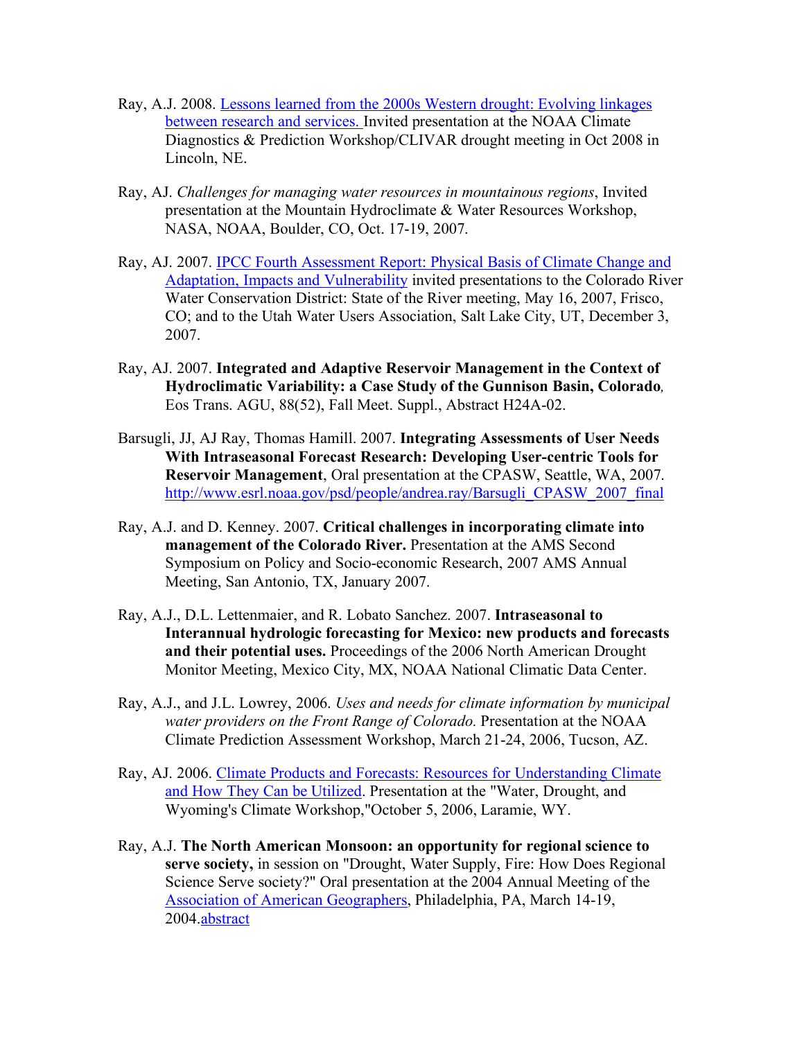Ray, A.J. 2008. [Lessons learned from the 2000s Western drought: Evolving linkages between research and services.](#) Invited presentation at the NOAA Climate Diagnostics & Prediction Workshop/CLIVAR drought meeting in Oct 2008 in Lincoln, NE.

Ray, AJ. *Challenges for managing water resources in mountainous regions*, Invited presentation at the Mountain Hydroclimate & Water Resources Workshop, NASA, NOAA, Boulder, CO, Oct. 17-19, 2007.

Ray, AJ. 2007. [IPCC Fourth Assessment Report: Physical Basis of Climate Change and Adaptation, Impacts and Vulnerability](#) invited presentations to the Colorado River Water Conservation District: State of the River meeting, May 16, 2007, Frisco, CO; and to the Utah Water Users Association, Salt Lake City, UT, December 3, 2007.

Ray, AJ. 2007. **Integrated and Adaptive Reservoir Management in the Context of Hydroclimatic Variability: a Case Study of the Gunnison Basin, Colorado***,* Eos Trans. AGU, 88(52), Fall Meet. Suppl., Abstract H24A-02.

Barsugli, JJ, AJ Ray, Thomas Hamill. 2007. **Integrating Assessments of User Needs With Intraseasonal Forecast Research: Developing User-centric Tools for Reservoir Management**, Oral presentation at the CPASW, Seattle, WA, 2007. [http://www.esrl.noaa.gov/psd/people/andrea.ray/Barsugli_CPASW_2007_final](http://www.esrl.noaa.gov/psd/people/andrea.ray/Barsugli_CPASW_2007_final)

Ray, A.J. and D. Kenney. 2007. **Critical challenges in incorporating climate into management of the Colorado River.** Presentation at the AMS Second Symposium on Policy and Socio-economic Research, 2007 AMS Annual Meeting, San Antonio, TX, January 2007.

Ray, A.J., D.L. Lettenmaier, and R. Lobato Sanchez. 2007. **Intraseasonal to Interannual hydrologic forecasting for Mexico: new products and forecasts and their potential uses.** Proceedings of the 2006 North American Drought Monitor Meeting, Mexico City, MX, NOAA National Climatic Data Center.

Ray, A.J., and J.L. Lowrey, 2006. *Uses and needs for climate information by municipal water providers on the Front Range of Colorado.* Presentation at the NOAA Climate Prediction Assessment Workshop, March 21-24, 2006, Tucson, AZ.

Ray, AJ. 2006. [Climate Products and Forecasts: Resources for Understanding Climate and How They Can be Utilized](#). Presentation at the "Water, Drought, and Wyoming's Climate Workshop,"October 5, 2006, Laramie, WY.

Ray, A.J. **The North American Monsoon: an opportunity for regional science to serve society,** in session on "Drought, Water Supply, Fire: How Does Regional Science Serve society?" Oral presentation at the 2004 Annual Meeting of the [Association of American Geographers](#), Philadelphia, PA, March 14-19, 2004.[abstract](#)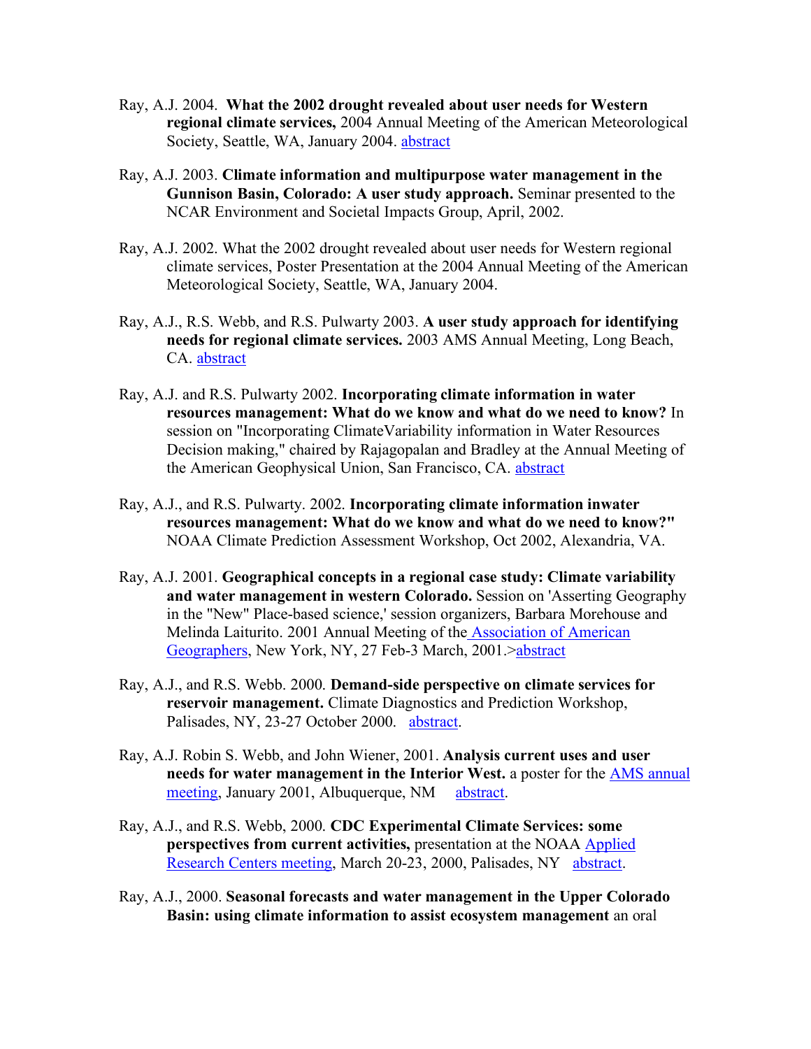Ray, A.J. 2004. **What the 2002 drought revealed about user needs for Western regional climate services,** 2004 Annual Meeting of the American Meteorological Society, Seattle, WA, January 2004. abstract

Ray, A.J. 2003. **Climate information and multipurpose water management in the Gunnison Basin, Colorado: A user study approach.** Seminar presented to the NCAR Environment and Societal Impacts Group, April, 2002.

Ray, A.J. 2002. What the 2002 drought revealed about user needs for Western regional climate services, Poster Presentation at the 2004 Annual Meeting of the American Meteorological Society, Seattle, WA, January 2004.

Ray, A.J., R.S. Webb, and R.S. Pulwarty 2003. **A user study approach for identifying needs for regional climate services.** 2003 AMS Annual Meeting, Long Beach, CA. abstract

Ray, A.J. and R.S. Pulwarty 2002. **Incorporating climate information in water resources management: What do we know and what do we need to know?** In session on "Incorporating ClimateVariability information in Water Resources Decision making," chaired by Rajagopalan and Bradley at the Annual Meeting of the American Geophysical Union, San Francisco, CA. abstract

Ray, A.J., and R.S. Pulwarty. 2002. **Incorporating climate information inwater resources management: What do we know and what do we need to know?"** NOAA Climate Prediction Assessment Workshop, Oct 2002, Alexandria, VA.

Ray, A.J. 2001. **Geographical concepts in a regional case study: Climate variability and water management in western Colorado.** Session on 'Asserting Geography in the "New" Place-based science,' session organizers, Barbara Morehouse and Melinda Laiturito. 2001 Annual Meeting of the Association of American Geographers, New York, NY, 27 Feb-3 March, 2001.>abstract

Ray, A.J., and R.S. Webb. 2000. **Demand-side perspective on climate services for reservoir management.** Climate Diagnostics and Prediction Workshop, Palisades, NY, 23-27 October 2000. abstract.

Ray, A.J. Robin S. Webb, and John Wiener, 2001. **Analysis current uses and user needs for water management in the Interior West.** a poster for the AMS annual meeting, January 2001, Albuquerque, NM abstract.

Ray, A.J., and R.S. Webb, 2000. **CDC Experimental Climate Services: some perspectives from current activities,** presentation at the NOAA Applied Research Centers meeting, March 20-23, 2000, Palisades, NY abstract.

Ray, A.J., 2000. **Seasonal forecasts and water management in the Upper Colorado Basin: using climate information to assist ecosystem management** an oral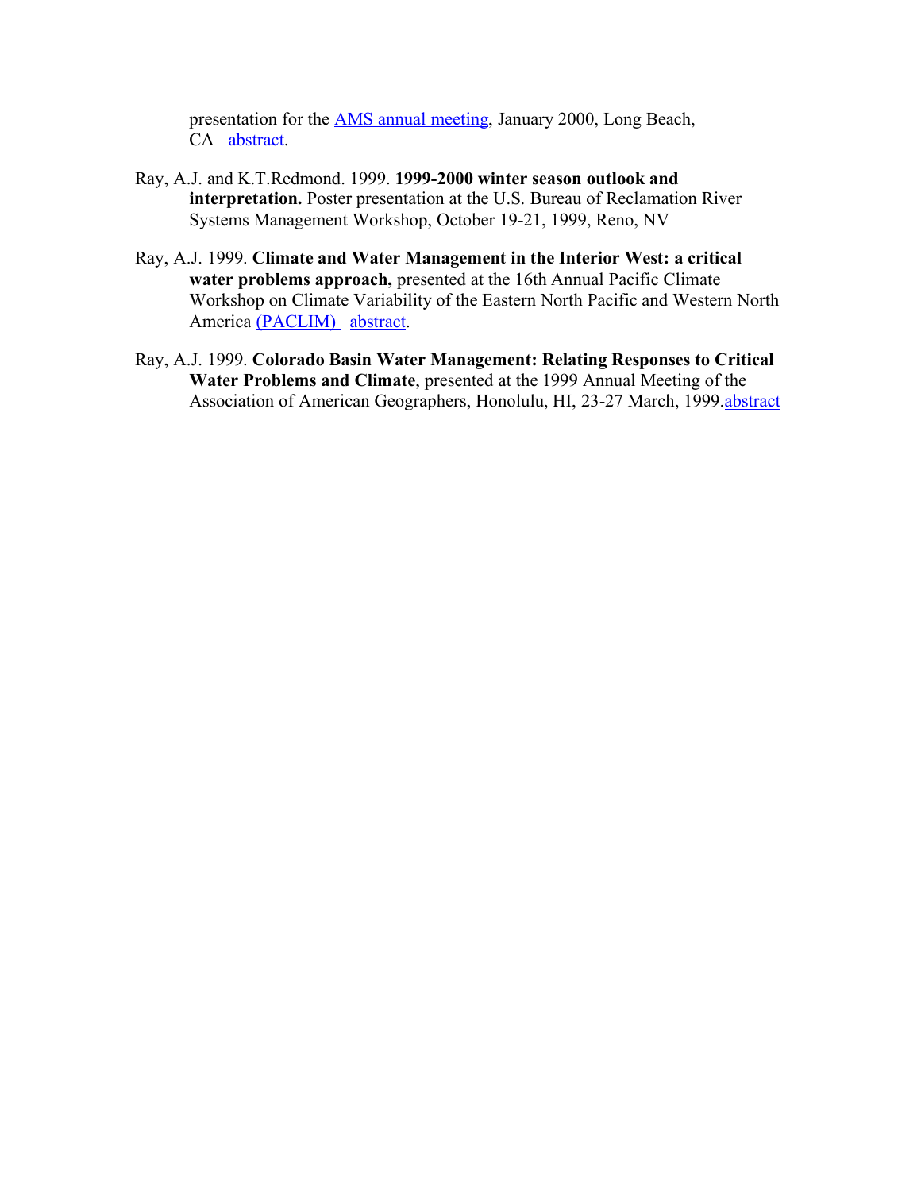presentation for the AMS annual meeting, January 2000, Long Beach, CA abstract.

- Ray, A.J. and K.T.Redmond. 1999. **1999-2000 winter season outlook and interpretation.** Poster presentation at the U.S. Bureau of Reclamation River Systems Management Workshop, October 19-21, 1999, Reno, NV

- Ray, A.J. 1999. **Climate and Water Management in the Interior West: a critical water problems approach,** presented at the 16th Annual Pacific Climate Workshop on Climate Variability of the Eastern North Pacific and Western North America (PACLIM) abstract.

- Ray, A.J. 1999. **Colorado Basin Water Management: Relating Responses to Critical Water Problems and Climate**, presented at the 1999 Annual Meeting of the Association of American Geographers, Honolulu, HI, 23-27 March, 1999.abstract